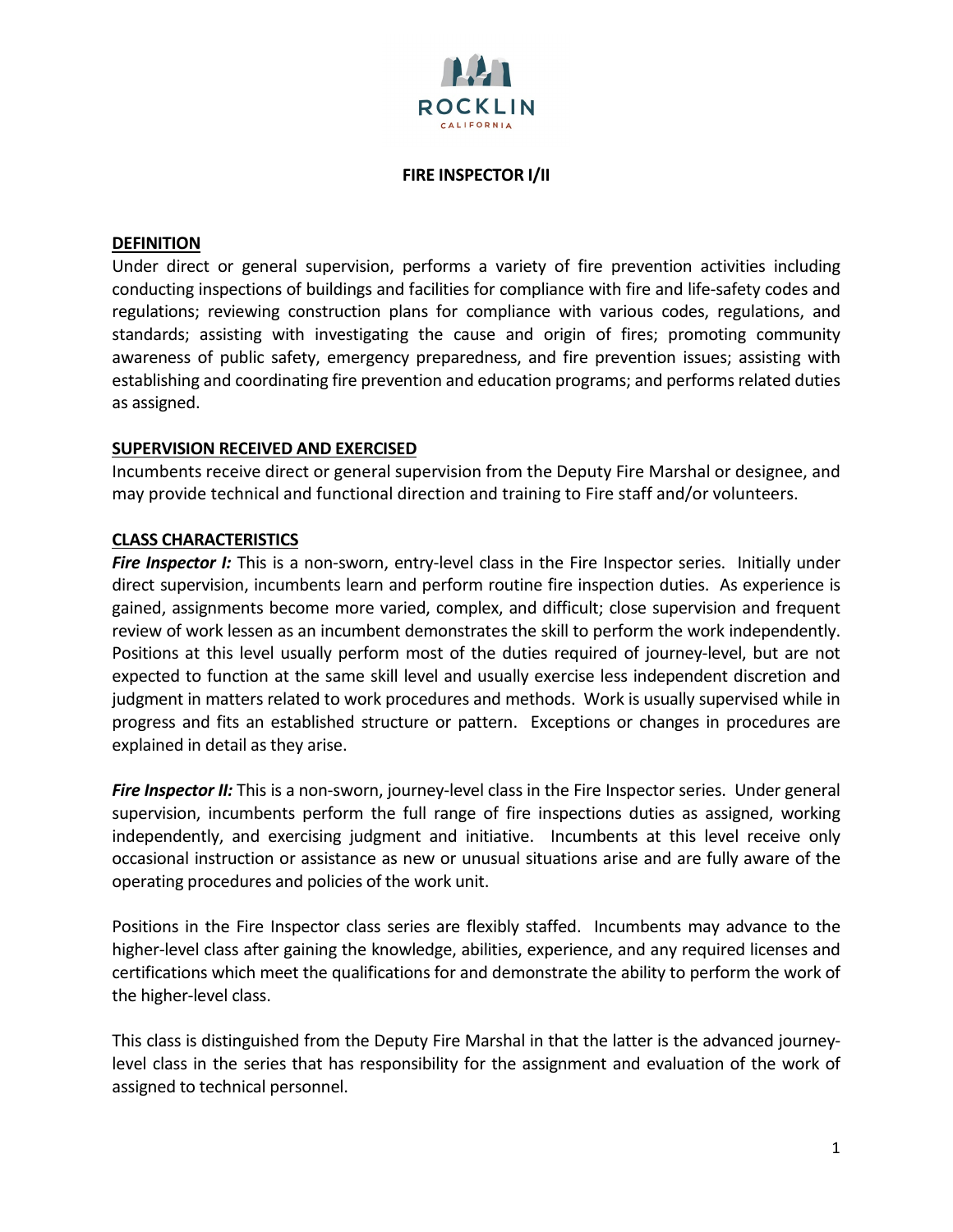ROCKLIN

CALIFORNIA

# FIRE INSPECTOR I/II

## DEFINITION

Under direct or general supervision, performs a variety of fire prevention activities including conducting inspections of buildings and facilities for compliance with fire and life-safety codes and regulations; reviewing construction plans for compliance with various codes, regulations, and standards; assisting with investigating the cause and origin of fires; promoting community awareness of public safety, emergency preparedness, and fire prevention issues; assisting with establishing and coordinating fire prevention and education programs; and performs related duties as assigned.

## SUPERVISION RECEIVED AND EXERCISED

Incumbents receive direct or general supervision from the Deputy Fire Marshal or designee, and may provide technical and functional direction and training to Fire staff and/or volunteers.

## CLASS CHARACTERISTICS

***Fire Inspector I:*** This is a non-sworn, entry-level class in the Fire Inspector series. Initially under direct supervision, incumbents learn and perform routine fire inspection duties. As experience is gained, assignments become more varied, complex, and difficult; close supervision and frequent review of work lessen as an incumbent demonstrates the skill to perform the work independently. Positions at this level usually perform most of the duties required of journey-level, but are not expected to function at the same skill level and usually exercise less independent discretion and judgment in matters related to work procedures and methods. Work is usually supervised while in progress and fits an established structure or pattern. Exceptions or changes in procedures are explained in detail as they arise.

***Fire Inspector II:*** This is a non-sworn, journey-level class in the Fire Inspector series. Under general supervision, incumbents perform the full range of fire inspections duties as assigned, working independently, and exercising judgment and initiative. Incumbents at this level receive only occasional instruction or assistance as new or unusual situations arise and are fully aware of the operating procedures and policies of the work unit.

Positions in the Fire Inspector class series are flexibly staffed. Incumbents may advance to the higher-level class after gaining the knowledge, abilities, experience, and any required licenses and certifications which meet the qualifications for and demonstrate the ability to perform the work of the higher-level class.

This class is distinguished from the Deputy Fire Marshal in that the latter is the advanced journey-level class in the series that has responsibility for the assignment and evaluation of the work of assigned to technical personnel.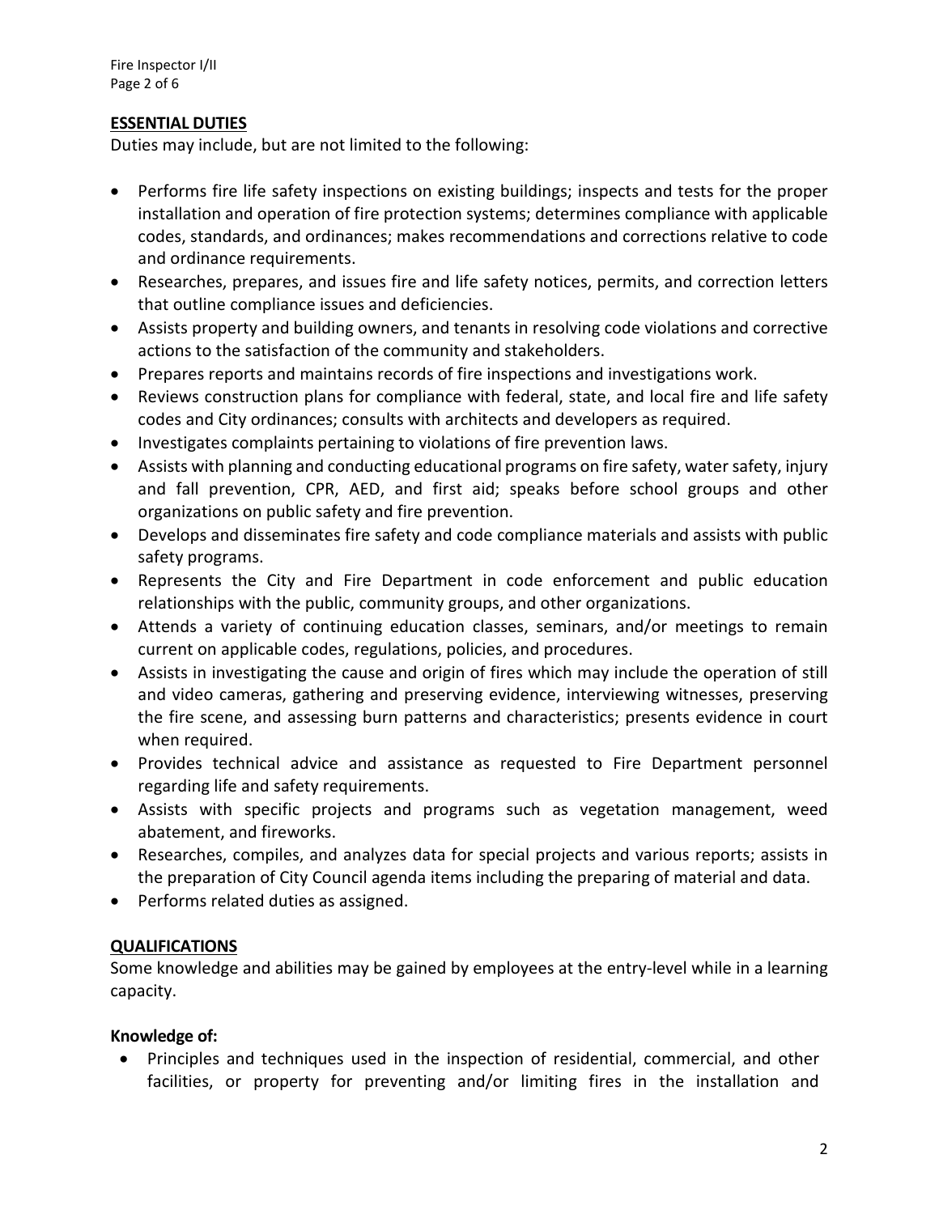## ESSENTIAL DUTIES

Duties may include, but are not limited to the following:

- Performs fire life safety inspections on existing buildings; inspects and tests for the proper installation and operation of fire protection systems; determines compliance with applicable codes, standards, and ordinances; makes recommendations and corrections relative to code and ordinance requirements.
- Researches, prepares, and issues fire and life safety notices, permits, and correction letters that outline compliance issues and deficiencies.
- Assists property and building owners, and tenants in resolving code violations and corrective actions to the satisfaction of the community and stakeholders.
- Prepares reports and maintains records of fire inspections and investigations work.
- Reviews construction plans for compliance with federal, state, and local fire and life safety codes and City ordinances; consults with architects and developers as required.
- Investigates complaints pertaining to violations of fire prevention laws.
- Assists with planning and conducting educational programs on fire safety, water safety, injury and fall prevention, CPR, AED, and first aid; speaks before school groups and other organizations on public safety and fire prevention.
- Develops and disseminates fire safety and code compliance materials and assists with public safety programs.
- Represents the City and Fire Department in code enforcement and public education relationships with the public, community groups, and other organizations.
- Attends a variety of continuing education classes, seminars, and/or meetings to remain current on applicable codes, regulations, policies, and procedures.
- Assists in investigating the cause and origin of fires which may include the operation of still and video cameras, gathering and preserving evidence, interviewing witnesses, preserving the fire scene, and assessing burn patterns and characteristics; presents evidence in court when required.
- Provides technical advice and assistance as requested to Fire Department personnel regarding life and safety requirements.
- Assists with specific projects and programs such as vegetation management, weed abatement, and fireworks.
- Researches, compiles, and analyzes data for special projects and various reports; assists in the preparation of City Council agenda items including the preparing of material and data.
- Performs related duties as assigned.

## QUALIFICATIONS

Some knowledge and abilities may be gained by employees at the entry-level while in a learning capacity.

**Knowledge of:**

- Principles and techniques used in the inspection of residential, commercial, and other facilities, or property for preventing and/or limiting fires in the installation and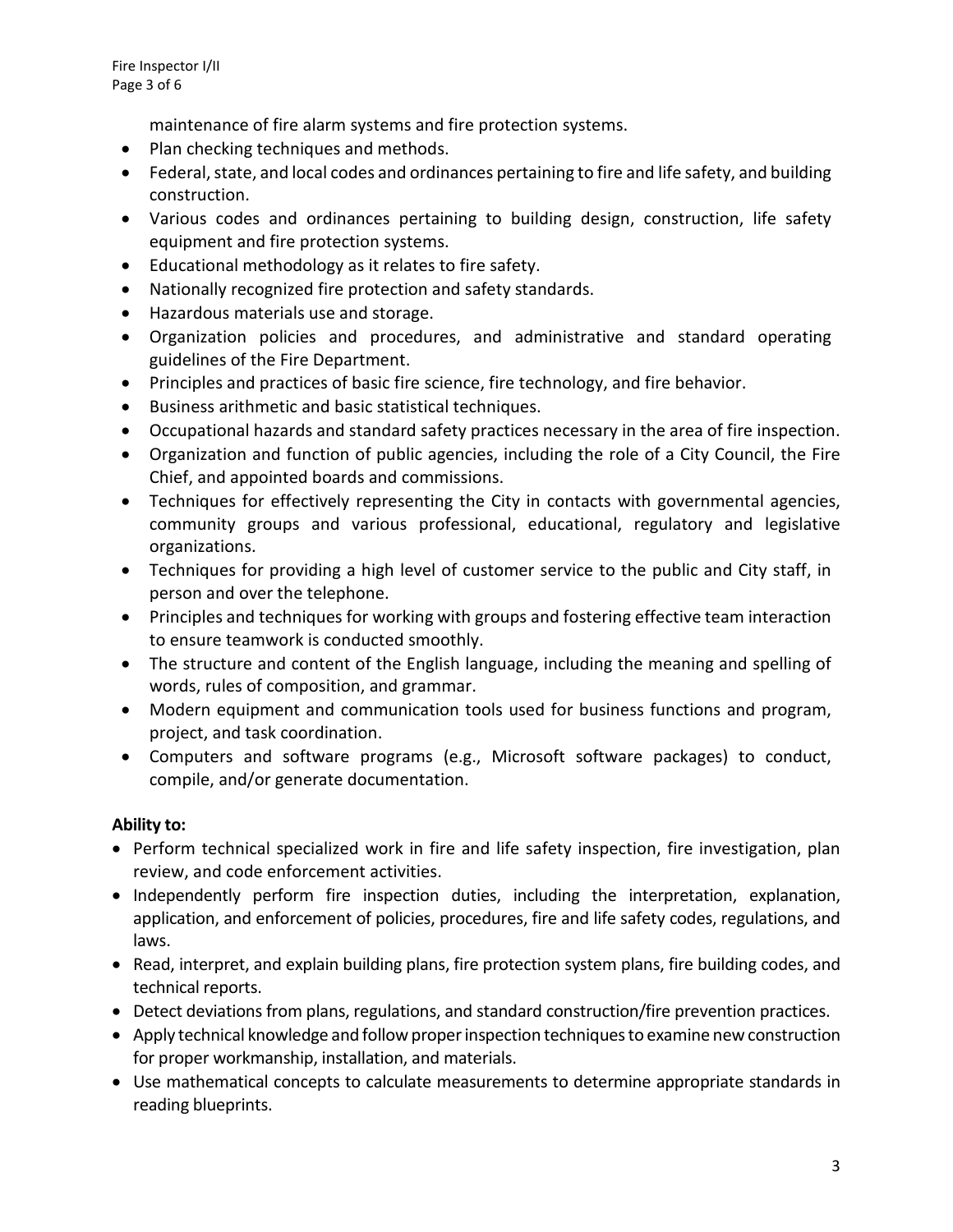maintenance of fire alarm systems and fire protection systems.

- Plan checking techniques and methods.
- Federal, state, and local codes and ordinances pertaining to fire and life safety, and building construction.
- Various codes and ordinances pertaining to building design, construction, life safety equipment and fire protection systems.
- Educational methodology as it relates to fire safety.
- Nationally recognized fire protection and safety standards.
- Hazardous materials use and storage.
- Organization policies and procedures, and administrative and standard operating guidelines of the Fire Department.
- Principles and practices of basic fire science, fire technology, and fire behavior.
- Business arithmetic and basic statistical techniques.
- Occupational hazards and standard safety practices necessary in the area of fire inspection.
- Organization and function of public agencies, including the role of a City Council, the Fire Chief, and appointed boards and commissions.
- Techniques for effectively representing the City in contacts with governmental agencies, community groups and various professional, educational, regulatory and legislative organizations.
- Techniques for providing a high level of customer service to the public and City staff, in person and over the telephone.
- Principles and techniques for working with groups and fostering effective team interaction to ensure teamwork is conducted smoothly.
- The structure and content of the English language, including the meaning and spelling of words, rules of composition, and grammar.
- Modern equipment and communication tools used for business functions and program, project, and task coordination.
- Computers and software programs (e.g., Microsoft software packages) to conduct, compile, and/or generate documentation.

**Ability to:**

- Perform technical specialized work in fire and life safety inspection, fire investigation, plan review, and code enforcement activities.
- Independently perform fire inspection duties, including the interpretation, explanation, application, and enforcement of policies, procedures, fire and life safety codes, regulations, and laws.
- Read, interpret, and explain building plans, fire protection system plans, fire building codes, and technical reports.
- Detect deviations from plans, regulations, and standard construction/fire prevention practices.
- Apply technical knowledge and follow proper inspection techniques to examine new construction for proper workmanship, installation, and materials.
- Use mathematical concepts to calculate measurements to determine appropriate standards in reading blueprints.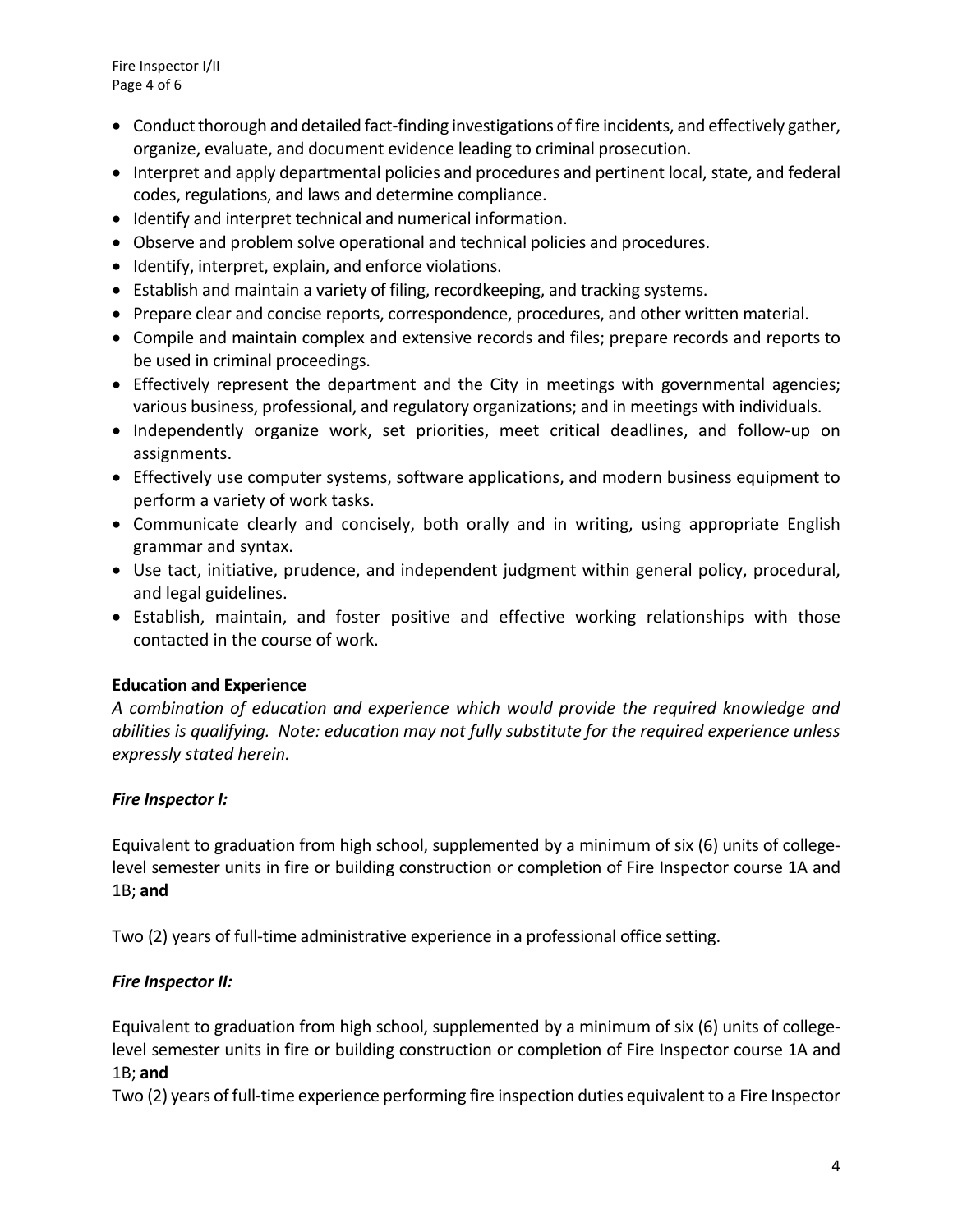- Conduct thorough and detailed fact-finding investigations of fire incidents, and effectively gather, organize, evaluate, and document evidence leading to criminal prosecution.
- Interpret and apply departmental policies and procedures and pertinent local, state, and federal codes, regulations, and laws and determine compliance.
- Identify and interpret technical and numerical information.
- Observe and problem solve operational and technical policies and procedures.
- Identify, interpret, explain, and enforce violations.
- Establish and maintain a variety of filing, recordkeeping, and tracking systems.
- Prepare clear and concise reports, correspondence, procedures, and other written material.
- Compile and maintain complex and extensive records and files; prepare records and reports to be used in criminal proceedings.
- Effectively represent the department and the City in meetings with governmental agencies; various business, professional, and regulatory organizations; and in meetings with individuals.
- Independently organize work, set priorities, meet critical deadlines, and follow-up on assignments.
- Effectively use computer systems, software applications, and modern business equipment to perform a variety of work tasks.
- Communicate clearly and concisely, both orally and in writing, using appropriate English grammar and syntax.
- Use tact, initiative, prudence, and independent judgment within general policy, procedural, and legal guidelines.
- Establish, maintain, and foster positive and effective working relationships with those contacted in the course of work.

**Education and Experience**

*A combination of education and experience which would provide the required knowledge and abilities is qualifying. Note: education may not fully substitute for the required experience unless expressly stated herein.*

***Fire Inspector I:***

Equivalent to graduation from high school, supplemented by a minimum of six (6) units of college-level semester units in fire or building construction or completion of Fire Inspector course 1A and 1B; **and**

Two (2) years of full-time administrative experience in a professional office setting.

***Fire Inspector II:***

Equivalent to graduation from high school, supplemented by a minimum of six (6) units of college-level semester units in fire or building construction or completion of Fire Inspector course 1A and 1B; **and**

Two (2) years of full-time experience performing fire inspection duties equivalent to a Fire Inspector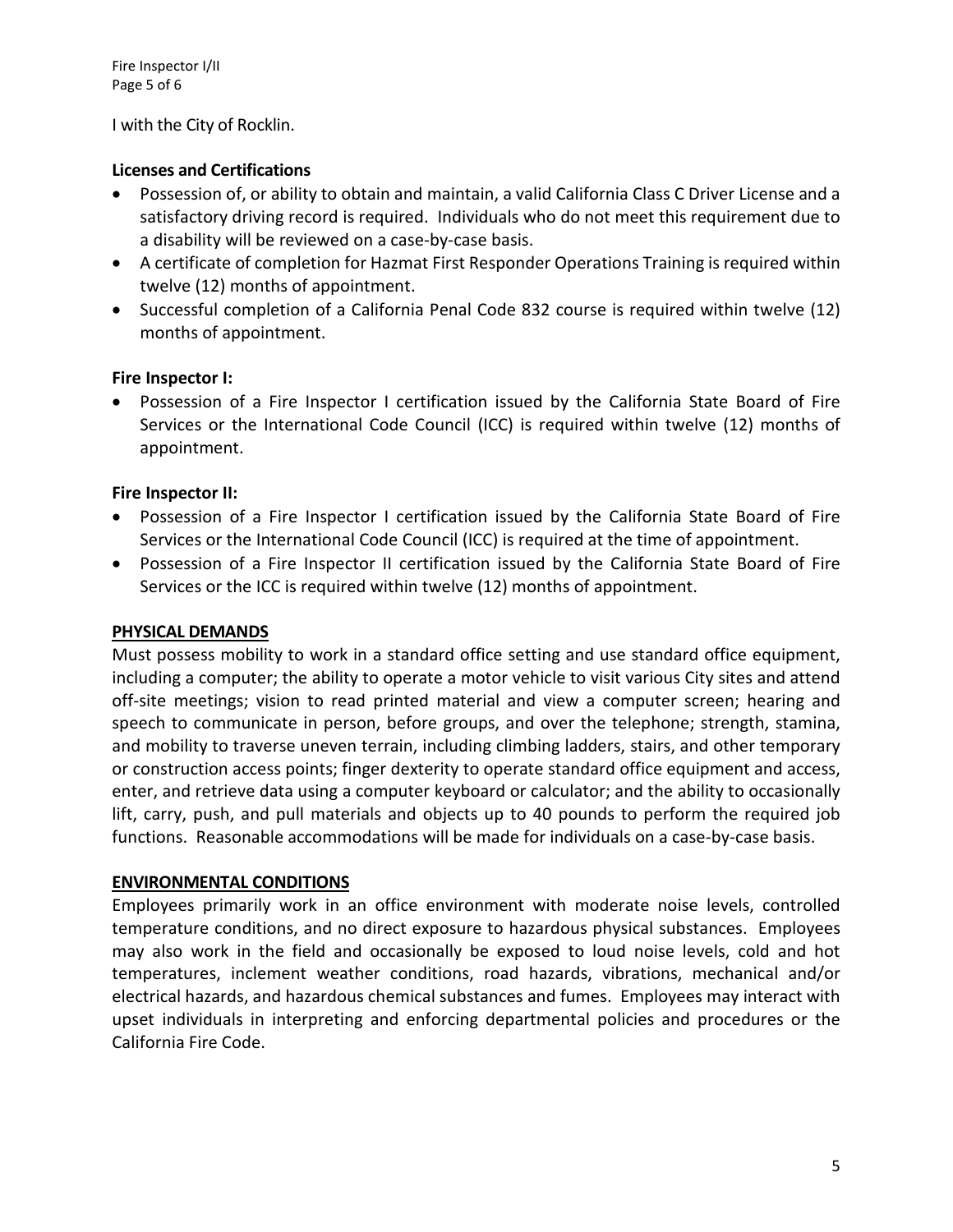I with the City of Rocklin.

**Licenses and Certifications**

- Possession of, or ability to obtain and maintain, a valid California Class C Driver License and a satisfactory driving record is required. Individuals who do not meet this requirement due to a disability will be reviewed on a case-by-case basis.
- A certificate of completion for Hazmat First Responder Operations Training is required within twelve (12) months of appointment.
- Successful completion of a California Penal Code 832 course is required within twelve (12) months of appointment.

**Fire Inspector I:**

- Possession of a Fire Inspector I certification issued by the California State Board of Fire Services or the International Code Council (ICC) is required within twelve (12) months of appointment.

**Fire Inspector II:**

- Possession of a Fire Inspector I certification issued by the California State Board of Fire Services or the International Code Council (ICC) is required at the time of appointment.
- Possession of a Fire Inspector II certification issued by the California State Board of Fire Services or the ICC is required within twelve (12) months of appointment.

## PHYSICAL DEMANDS

Must possess mobility to work in a standard office setting and use standard office equipment, including a computer; the ability to operate a motor vehicle to visit various City sites and attend off-site meetings; vision to read printed material and view a computer screen; hearing and speech to communicate in person, before groups, and over the telephone; strength, stamina, and mobility to traverse uneven terrain, including climbing ladders, stairs, and other temporary or construction access points; finger dexterity to operate standard office equipment and access, enter, and retrieve data using a computer keyboard or calculator; and the ability to occasionally lift, carry, push, and pull materials and objects up to 40 pounds to perform the required job functions. Reasonable accommodations will be made for individuals on a case-by-case basis.

## ENVIRONMENTAL CONDITIONS

Employees primarily work in an office environment with moderate noise levels, controlled temperature conditions, and no direct exposure to hazardous physical substances. Employees may also work in the field and occasionally be exposed to loud noise levels, cold and hot temperatures, inclement weather conditions, road hazards, vibrations, mechanical and/or electrical hazards, and hazardous chemical substances and fumes. Employees may interact with upset individuals in interpreting and enforcing departmental policies and procedures or the California Fire Code.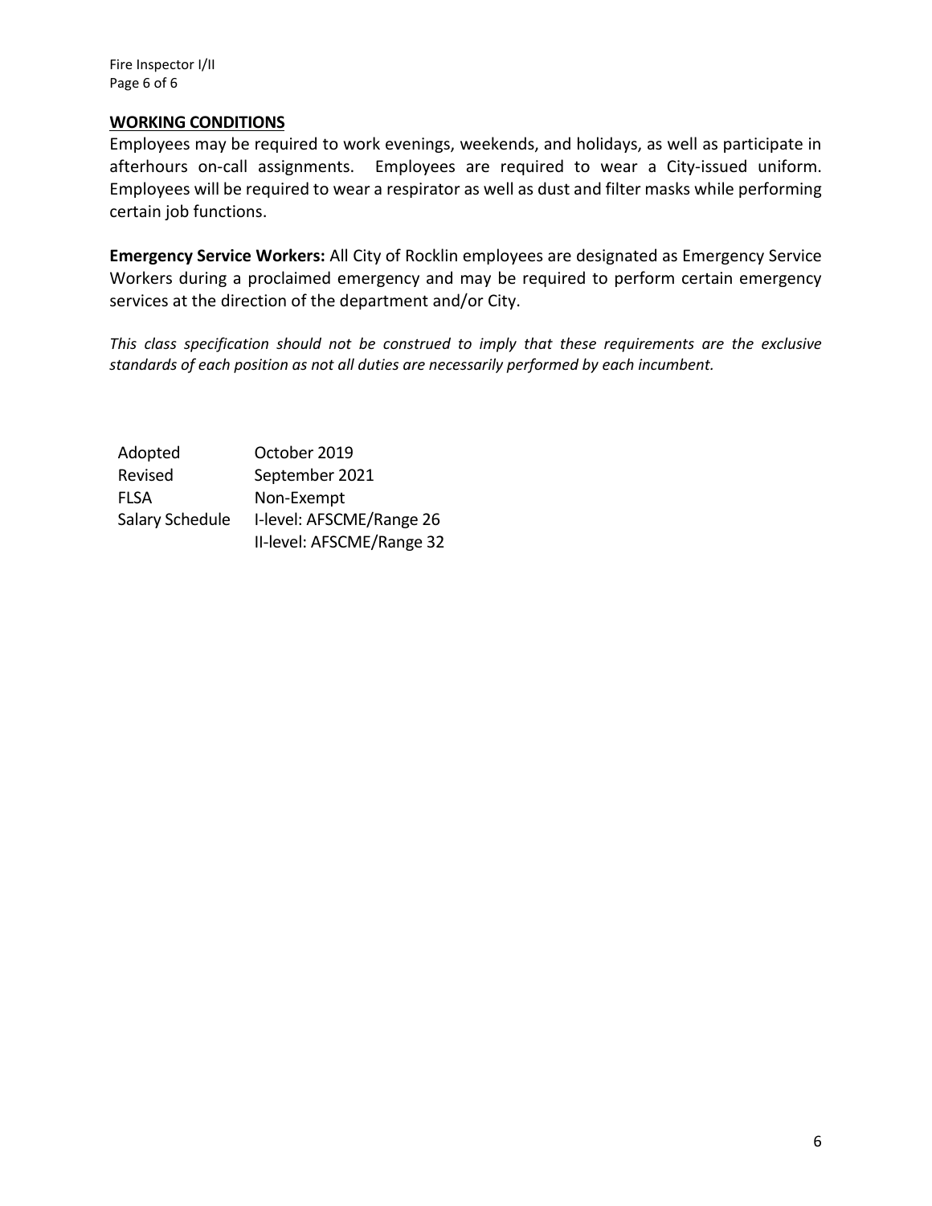## WORKING CONDITIONS

Employees may be required to work evenings, weekends, and holidays, as well as participate in afterhours on-call assignments. Employees are required to wear a City-issued uniform. Employees will be required to wear a respirator as well as dust and filter masks while performing certain job functions.

**Emergency Service Workers:** All City of Rocklin employees are designated as Emergency Service Workers during a proclaimed emergency and may be required to perform certain emergency services at the direction of the department and/or City.

*This class specification should not be construed to imply that these requirements are the exclusive standards of each position as not all duties are necessarily performed by each incumbent.*

| | |
|---|---|
| Adopted | October 2019 |
| Revised | September 2021 |
| FLSA | Non-Exempt |
| Salary Schedule | I-level: AFSCME/Range 26 |
| | II-level: AFSCME/Range 32 |